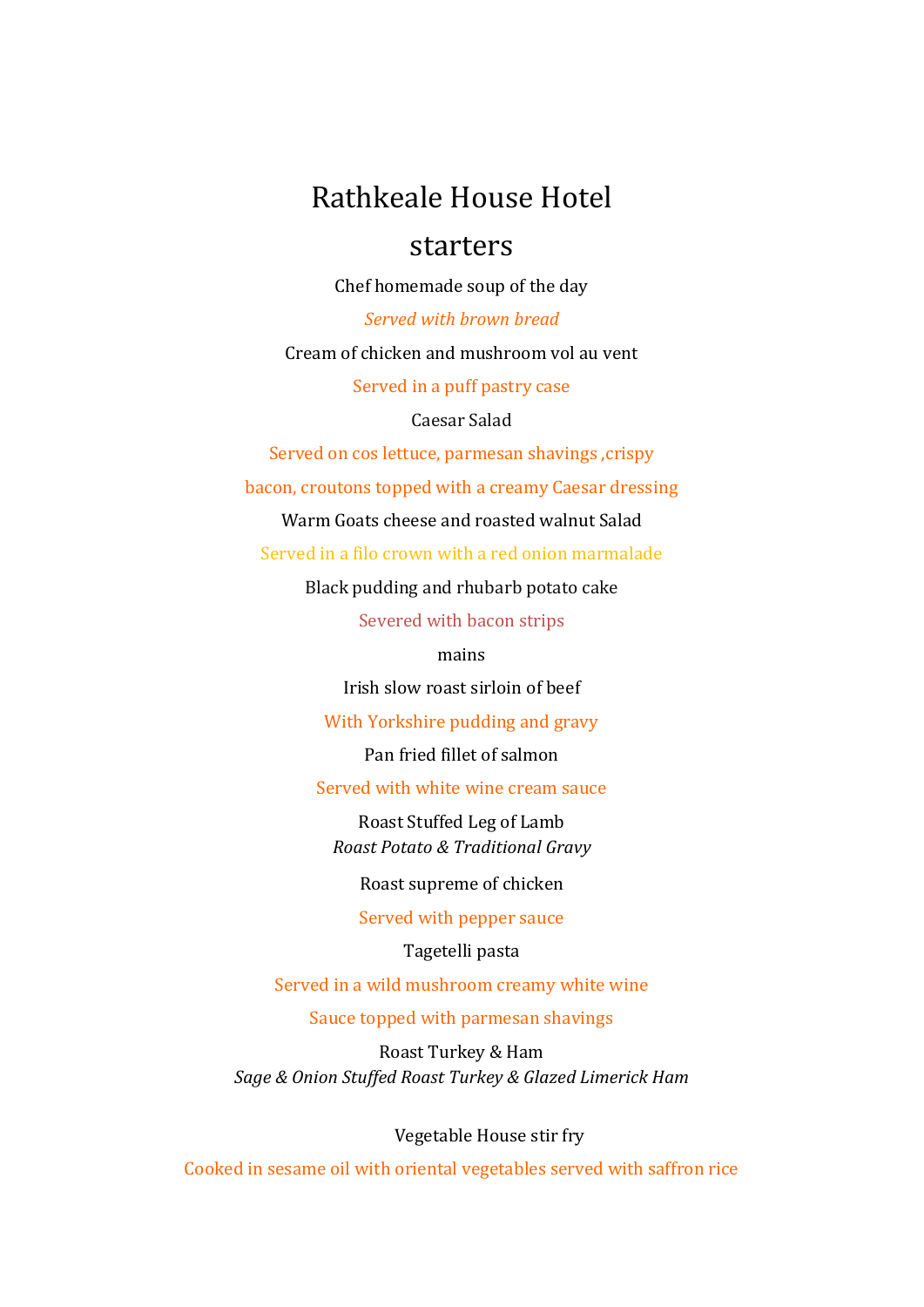# Rathkeale House Hotel

## starters

Chef homemade soup of the day

*Served with brown bread*

Cream of chicken and mushroom vol au vent

Served in a puff pastry case

Caesar Salad

Served on cos lettuce, parmesan shavings ,crispy

bacon, croutons topped with a creamy Caesar dressing

Warm Goats cheese and roasted walnut Salad

Served in a filo crown with a red onion marmalade

Black pudding and rhubarb potato cake

Severed with bacon strips

mains

Irish slow roast sirloin of beef

With Yorkshire pudding and gravy

Pan fried fillet of salmon

Served with white wine cream sauce

Roast Stuffed Leg of Lamb
*Roast Potato & Traditional Gravy*

Roast supreme of chicken

Served with pepper sauce

Tagetelli pasta

Served in a wild mushroom creamy white wine

Sauce topped with parmesan shavings

Roast Turkey & Ham
*Sage & Onion Stuffed Roast Turkey & Glazed Limerick Ham*

Vegetable House stir fry

Cooked in sesame oil with oriental vegetables served with saffron rice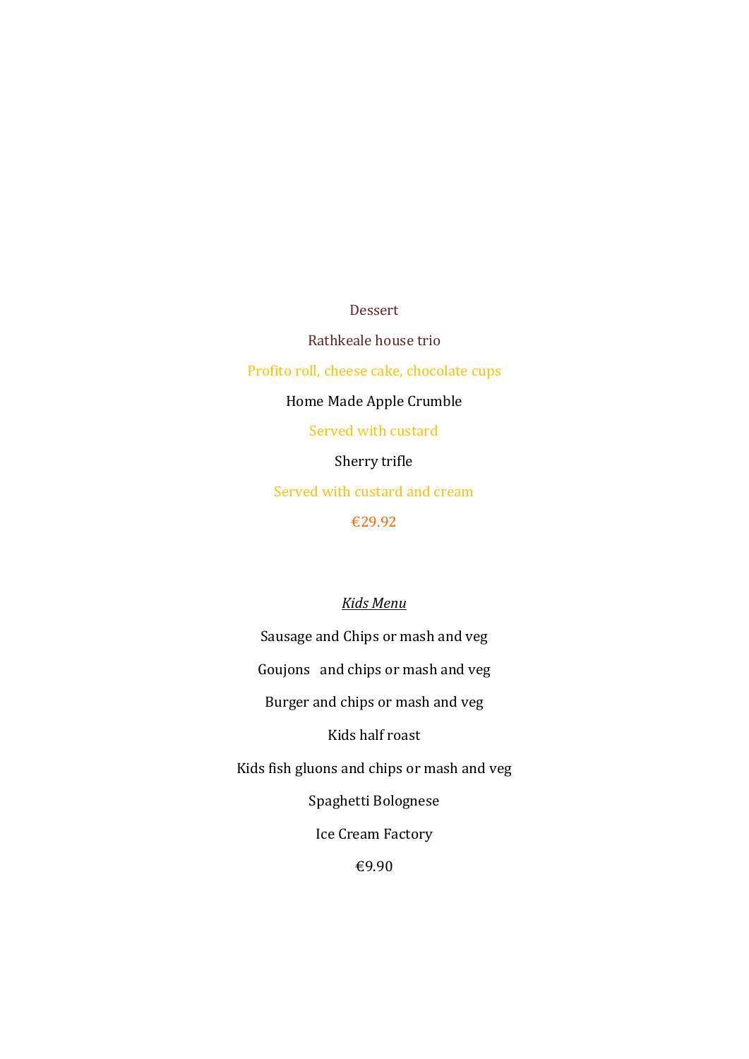Dessert

Rathkeale house trio

Profito roll, cheese cake, chocolate cups

Home Made Apple Crumble

Served with custard

Sherry trifle

Served with custard and cream

€29.92

## *Kids Menu*

Sausage and Chips or mash and veg

Goujons   and chips or mash and veg

Burger and chips or mash and veg

Kids half roast

Kids fish gluons and chips or mash and veg

Spaghetti Bolognese

Ice Cream Factory

€9.90